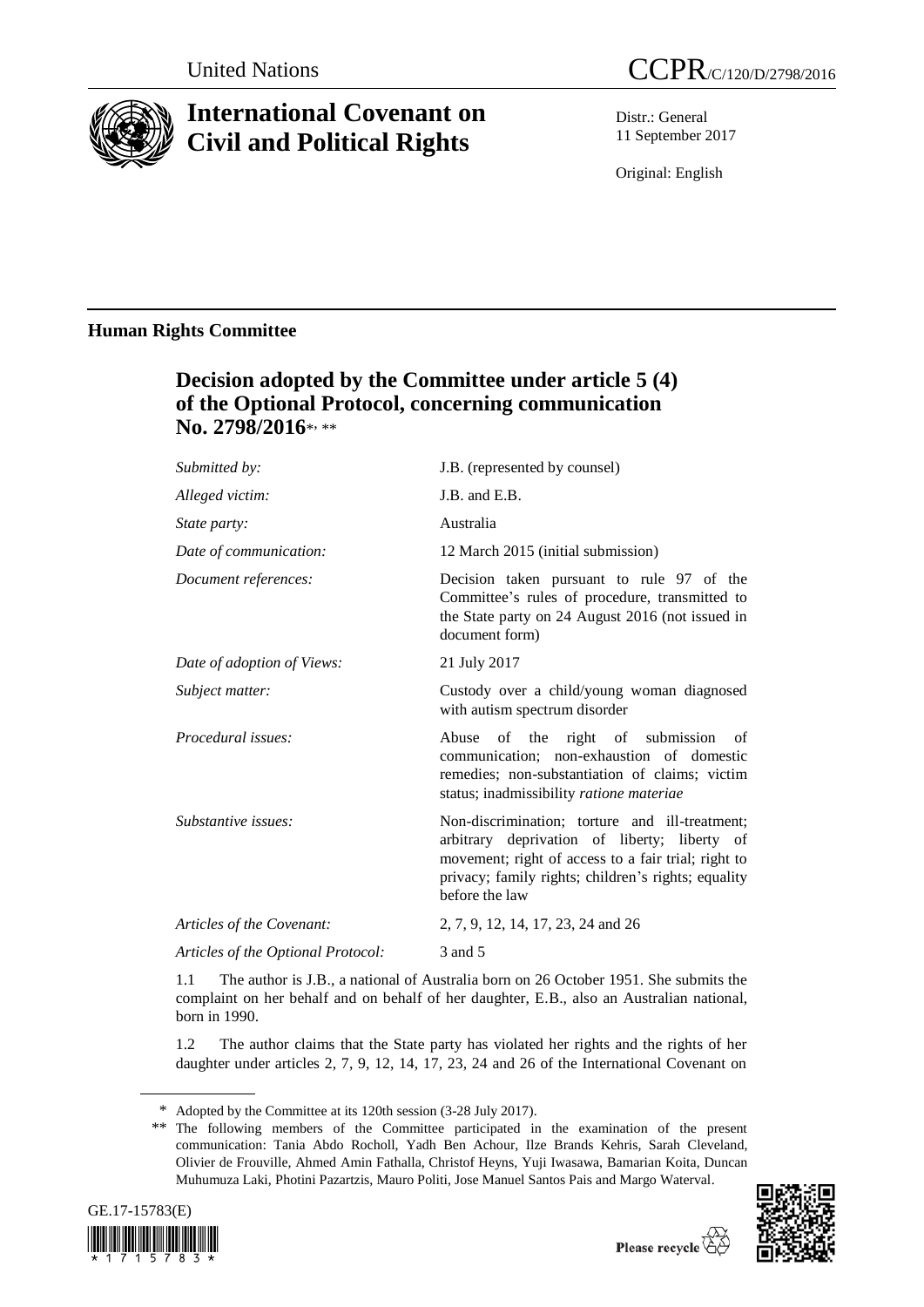United Nations

# CCPR/C/120/D/2798/2016

# International Covenant on Civil and Political Rights

Distr.: General
11 September 2017

Original: English

## Human Rights Committee

## Decision adopted by the Committee under article 5 (4) of the Optional Protocol, concerning communication No. 2798/2016*, **

| | |
|---|---|
| *Submitted by:* | J.B. (represented by counsel) |
| *Alleged victim:* | J.B. and E.B. |
| *State party:* | Australia |
| *Date of communication:* | 12 March 2015 (initial submission) |
| *Document references:* | Decision taken pursuant to rule 97 of the Committee's rules of procedure, transmitted to the State party on 24 August 2016 (not issued in document form) |
| *Date of adoption of Views:* | 21 July 2017 |
| *Subject matter:* | Custody over a child/young woman diagnosed with autism spectrum disorder |
| *Procedural issues:* | Abuse of the right of submission of communication; non-exhaustion of domestic remedies; non-substantiation of claims; victim status; inadmissibility *ratione materiae* |
| *Substantive issues:* | Non-discrimination; torture and ill-treatment; arbitrary deprivation of liberty; liberty of movement; right of access to a fair trial; right to privacy; family rights; children's rights; equality before the law |
| *Articles of the Covenant:* | 2, 7, 9, 12, 14, 17, 23, 24 and 26 |
| *Articles of the Optional Protocol:* | 3 and 5 |

1.1 The author is J.B., a national of Australia born on 26 October 1951. She submits the complaint on her behalf and on behalf of her daughter, E.B., also an Australian national, born in 1990.

1.2 The author claims that the State party has violated her rights and the rights of her daughter under articles 2, 7, 9, 12, 14, 17, 23, 24 and 26 of the International Covenant on

\* Adopted by the Committee at its 120th session (3-28 July 2017).

\*\* The following members of the Committee participated in the examination of the present communication: Tania Abdo Rocholl, Yadh Ben Achour, Ilze Brands Kehris, Sarah Cleveland, Olivier de Frouville, Ahmed Amin Fathalla, Christof Heyns, Yuji Iwasawa, Bamarian Koita, Duncan Muhumuza Laki, Photini Pazartzis, Mauro Politi, Jose Manuel Santos Pais and Margo Waterval.

GE.17-15783(E)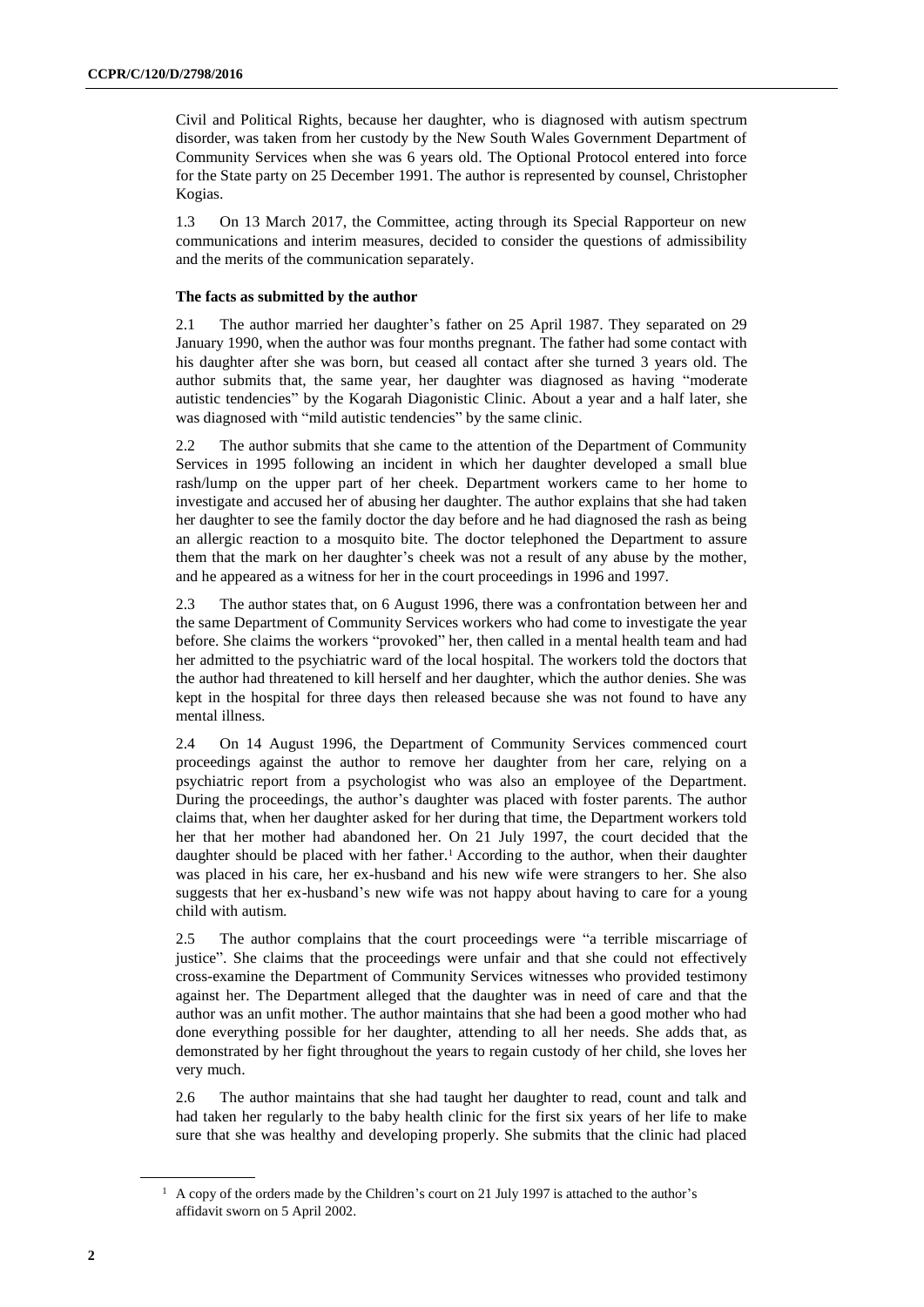Civil and Political Rights, because her daughter, who is diagnosed with autism spectrum disorder, was taken from her custody by the New South Wales Government Department of Community Services when she was 6 years old. The Optional Protocol entered into force for the State party on 25 December 1991. The author is represented by counsel, Christopher Kogias.

1.3 On 13 March 2017, the Committee, acting through its Special Rapporteur on new communications and interim measures, decided to consider the questions of admissibility and the merits of the communication separately.

**The facts as submitted by the author**

2.1 The author married her daughter's father on 25 April 1987. They separated on 29 January 1990, when the author was four months pregnant. The father had some contact with his daughter after she was born, but ceased all contact after she turned 3 years old. The author submits that, the same year, her daughter was diagnosed as having "moderate autistic tendencies" by the Kogarah Diagonistic Clinic. About a year and a half later, she was diagnosed with "mild autistic tendencies" by the same clinic.

2.2 The author submits that she came to the attention of the Department of Community Services in 1995 following an incident in which her daughter developed a small blue rash/lump on the upper part of her cheek. Department workers came to her home to investigate and accused her of abusing her daughter. The author explains that she had taken her daughter to see the family doctor the day before and he had diagnosed the rash as being an allergic reaction to a mosquito bite. The doctor telephoned the Department to assure them that the mark on her daughter's cheek was not a result of any abuse by the mother, and he appeared as a witness for her in the court proceedings in 1996 and 1997.

2.3 The author states that, on 6 August 1996, there was a confrontation between her and the same Department of Community Services workers who had come to investigate the year before. She claims the workers "provoked" her, then called in a mental health team and had her admitted to the psychiatric ward of the local hospital. The workers told the doctors that the author had threatened to kill herself and her daughter, which the author denies. She was kept in the hospital for three days then released because she was not found to have any mental illness.

2.4 On 14 August 1996, the Department of Community Services commenced court proceedings against the author to remove her daughter from her care, relying on a psychiatric report from a psychologist who was also an employee of the Department. During the proceedings, the author's daughter was placed with foster parents. The author claims that, when her daughter asked for her during that time, the Department workers told her that her mother had abandoned her. On 21 July 1997, the court decided that the daughter should be placed with her father.[1] According to the author, when their daughter was placed in his care, her ex-husband and his new wife were strangers to her. She also suggests that her ex-husband's new wife was not happy about having to care for a young child with autism.

2.5 The author complains that the court proceedings were "a terrible miscarriage of justice". She claims that the proceedings were unfair and that she could not effectively cross-examine the Department of Community Services witnesses who provided testimony against her. The Department alleged that the daughter was in need of care and that the author was an unfit mother. The author maintains that she had been a good mother who had done everything possible for her daughter, attending to all her needs. She adds that, as demonstrated by her fight throughout the years to regain custody of her child, she loves her very much.

2.6 The author maintains that she had taught her daughter to read, count and talk and had taken her regularly to the baby health clinic for the first six years of her life to make sure that she was healthy and developing properly. She submits that the clinic had placed

[1] A copy of the orders made by the Children's court on 21 July 1997 is attached to the author's affidavit sworn on 5 April 2002.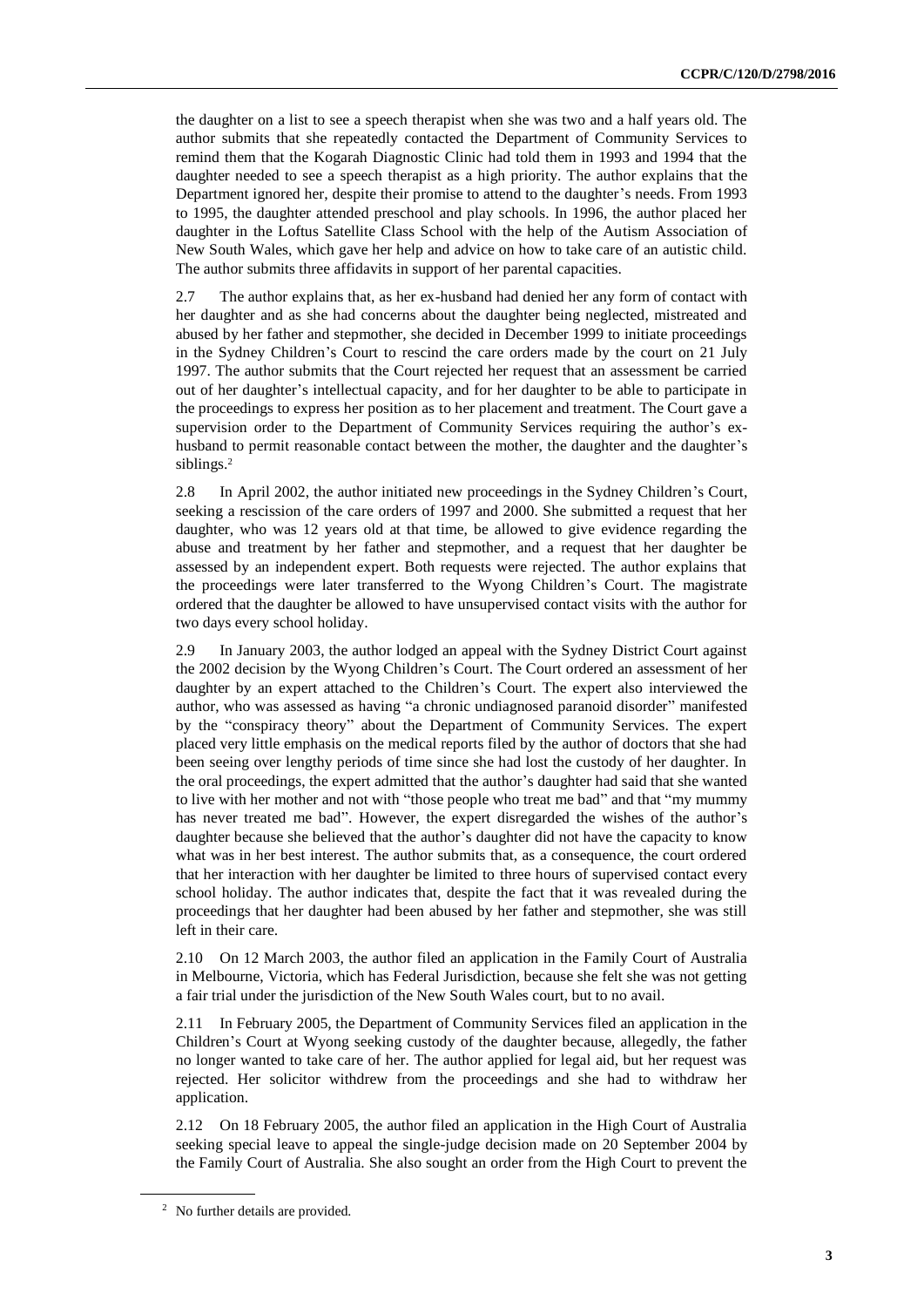the daughter on a list to see a speech therapist when she was two and a half years old. The author submits that she repeatedly contacted the Department of Community Services to remind them that the Kogarah Diagnostic Clinic had told them in 1993 and 1994 that the daughter needed to see a speech therapist as a high priority. The author explains that the Department ignored her, despite their promise to attend to the daughter's needs. From 1993 to 1995, the daughter attended preschool and play schools. In 1996, the author placed her daughter in the Loftus Satellite Class School with the help of the Autism Association of New South Wales, which gave her help and advice on how to take care of an autistic child. The author submits three affidavits in support of her parental capacities.

2.7 The author explains that, as her ex-husband had denied her any form of contact with her daughter and as she had concerns about the daughter being neglected, mistreated and abused by her father and stepmother, she decided in December 1999 to initiate proceedings in the Sydney Children's Court to rescind the care orders made by the court on 21 July 1997. The author submits that the Court rejected her request that an assessment be carried out of her daughter's intellectual capacity, and for her daughter to be able to participate in the proceedings to express her position as to her placement and treatment. The Court gave a supervision order to the Department of Community Services requiring the author's ex-husband to permit reasonable contact between the mother, the daughter and the daughter's siblings.[2]

2.8 In April 2002, the author initiated new proceedings in the Sydney Children's Court, seeking a rescission of the care orders of 1997 and 2000. She submitted a request that her daughter, who was 12 years old at that time, be allowed to give evidence regarding the abuse and treatment by her father and stepmother, and a request that her daughter be assessed by an independent expert. Both requests were rejected. The author explains that the proceedings were later transferred to the Wyong Children's Court. The magistrate ordered that the daughter be allowed to have unsupervised contact visits with the author for two days every school holiday.

2.9 In January 2003, the author lodged an appeal with the Sydney District Court against the 2002 decision by the Wyong Children's Court. The Court ordered an assessment of her daughter by an expert attached to the Children's Court. The expert also interviewed the author, who was assessed as having "a chronic undiagnosed paranoid disorder" manifested by the "conspiracy theory" about the Department of Community Services. The expert placed very little emphasis on the medical reports filed by the author of doctors that she had been seeing over lengthy periods of time since she had lost the custody of her daughter. In the oral proceedings, the expert admitted that the author's daughter had said that she wanted to live with her mother and not with "those people who treat me bad" and that "my mummy has never treated me bad". However, the expert disregarded the wishes of the author's daughter because she believed that the author's daughter did not have the capacity to know what was in her best interest. The author submits that, as a consequence, the court ordered that her interaction with her daughter be limited to three hours of supervised contact every school holiday. The author indicates that, despite the fact that it was revealed during the proceedings that her daughter had been abused by her father and stepmother, she was still left in their care.

2.10 On 12 March 2003, the author filed an application in the Family Court of Australia in Melbourne, Victoria, which has Federal Jurisdiction, because she felt she was not getting a fair trial under the jurisdiction of the New South Wales court, but to no avail.

2.11 In February 2005, the Department of Community Services filed an application in the Children's Court at Wyong seeking custody of the daughter because, allegedly, the father no longer wanted to take care of her. The author applied for legal aid, but her request was rejected. Her solicitor withdrew from the proceedings and she had to withdraw her application.

2.12 On 18 February 2005, the author filed an application in the High Court of Australia seeking special leave to appeal the single-judge decision made on 20 September 2004 by the Family Court of Australia. She also sought an order from the High Court to prevent the

[2] No further details are provided.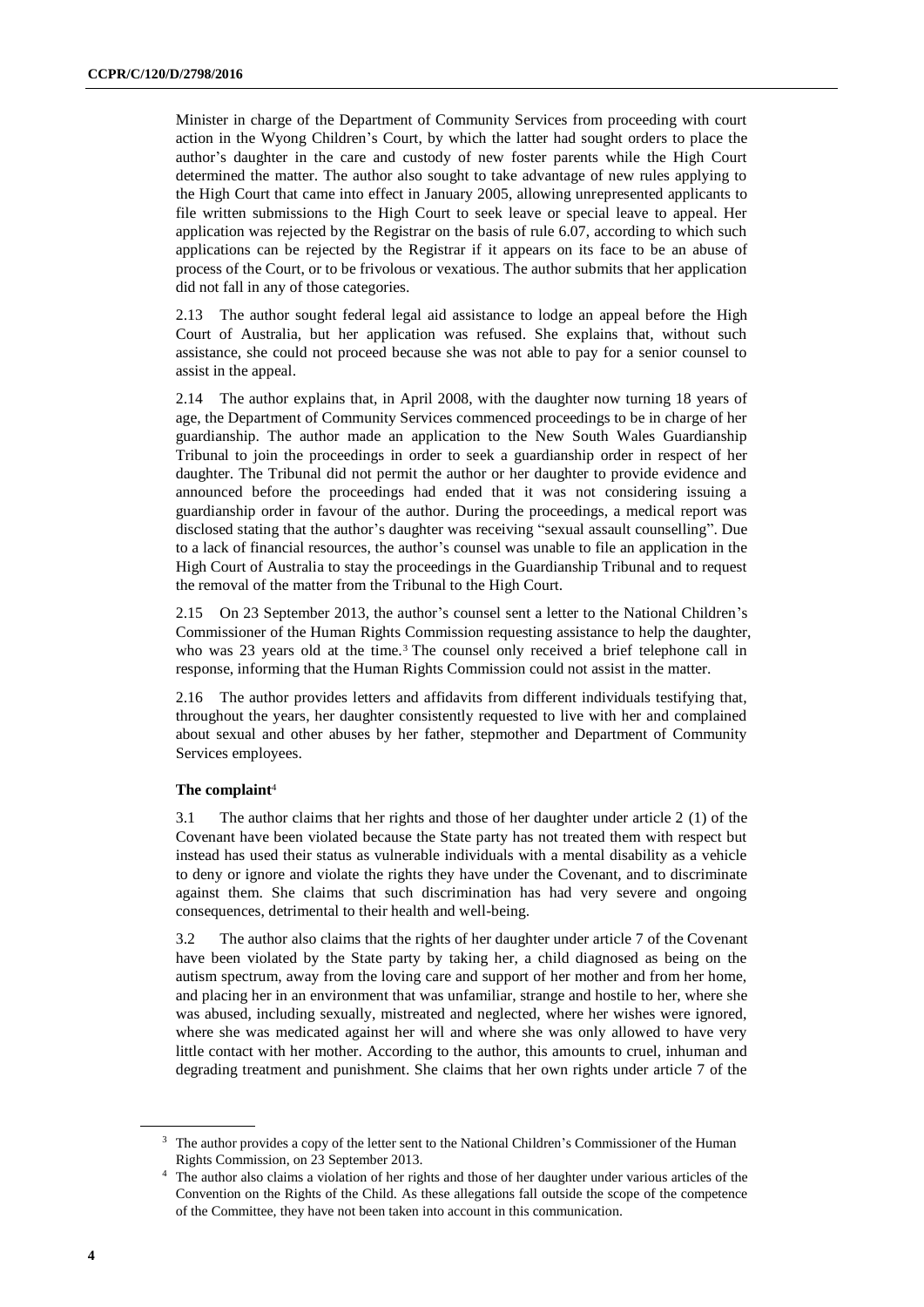Minister in charge of the Department of Community Services from proceeding with court action in the Wyong Children's Court, by which the latter had sought orders to place the author's daughter in the care and custody of new foster parents while the High Court determined the matter. The author also sought to take advantage of new rules applying to the High Court that came into effect in January 2005, allowing unrepresented applicants to file written submissions to the High Court to seek leave or special leave to appeal. Her application was rejected by the Registrar on the basis of rule 6.07, according to which such applications can be rejected by the Registrar if it appears on its face to be an abuse of process of the Court, or to be frivolous or vexatious. The author submits that her application did not fall in any of those categories.

2.13 The author sought federal legal aid assistance to lodge an appeal before the High Court of Australia, but her application was refused. She explains that, without such assistance, she could not proceed because she was not able to pay for a senior counsel to assist in the appeal.

2.14 The author explains that, in April 2008, with the daughter now turning 18 years of age, the Department of Community Services commenced proceedings to be in charge of her guardianship. The author made an application to the New South Wales Guardianship Tribunal to join the proceedings in order to seek a guardianship order in respect of her daughter. The Tribunal did not permit the author or her daughter to provide evidence and announced before the proceedings had ended that it was not considering issuing a guardianship order in favour of the author. During the proceedings, a medical report was disclosed stating that the author's daughter was receiving "sexual assault counselling". Due to a lack of financial resources, the author's counsel was unable to file an application in the High Court of Australia to stay the proceedings in the Guardianship Tribunal and to request the removal of the matter from the Tribunal to the High Court.

2.15 On 23 September 2013, the author's counsel sent a letter to the National Children's Commissioner of the Human Rights Commission requesting assistance to help the daughter, who was 23 years old at the time.[3] The counsel only received a brief telephone call in response, informing that the Human Rights Commission could not assist in the matter.

2.16 The author provides letters and affidavits from different individuals testifying that, throughout the years, her daughter consistently requested to live with her and complained about sexual and other abuses by her father, stepmother and Department of Community Services employees.

### The complaint[4]

3.1 The author claims that her rights and those of her daughter under article 2 (1) of the Covenant have been violated because the State party has not treated them with respect but instead has used their status as vulnerable individuals with a mental disability as a vehicle to deny or ignore and violate the rights they have under the Covenant, and to discriminate against them. She claims that such discrimination has had very severe and ongoing consequences, detrimental to their health and well-being.

3.2 The author also claims that the rights of her daughter under article 7 of the Covenant have been violated by the State party by taking her, a child diagnosed as being on the autism spectrum, away from the loving care and support of her mother and from her home, and placing her in an environment that was unfamiliar, strange and hostile to her, where she was abused, including sexually, mistreated and neglected, where her wishes were ignored, where she was medicated against her will and where she was only allowed to have very little contact with her mother. According to the author, this amounts to cruel, inhuman and degrading treatment and punishment. She claims that her own rights under article 7 of the

---

[3] The author provides a copy of the letter sent to the National Children's Commissioner of the Human Rights Commission, on 23 September 2013.

[4] The author also claims a violation of her rights and those of her daughter under various articles of the Convention on the Rights of the Child. As these allegations fall outside the scope of the competence of the Committee, they have not been taken into account in this communication.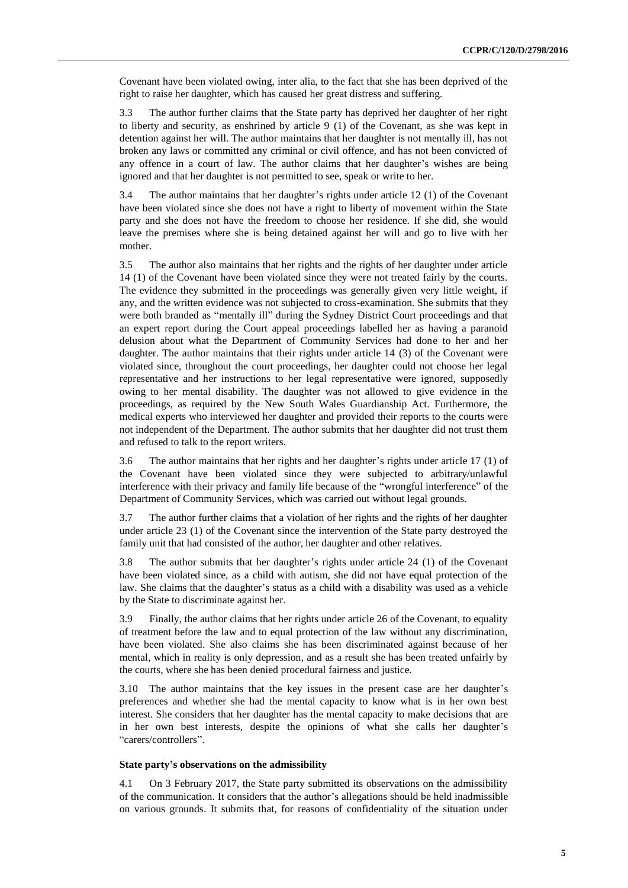Covenant have been violated owing, inter alia, to the fact that she has been deprived of the right to raise her daughter, which has caused her great distress and suffering.

3.3 The author further claims that the State party has deprived her daughter of her right to liberty and security, as enshrined by article 9 (1) of the Covenant, as she was kept in detention against her will. The author maintains that her daughter is not mentally ill, has not broken any laws or committed any criminal or civil offence, and has not been convicted of any offence in a court of law. The author claims that her daughter's wishes are being ignored and that her daughter is not permitted to see, speak or write to her.

3.4 The author maintains that her daughter's rights under article 12 (1) of the Covenant have been violated since she does not have a right to liberty of movement within the State party and she does not have the freedom to choose her residence. If she did, she would leave the premises where she is being detained against her will and go to live with her mother.

3.5 The author also maintains that her rights and the rights of her daughter under article 14 (1) of the Covenant have been violated since they were not treated fairly by the courts. The evidence they submitted in the proceedings was generally given very little weight, if any, and the written evidence was not subjected to cross-examination. She submits that they were both branded as "mentally ill" during the Sydney District Court proceedings and that an expert report during the Court appeal proceedings labelled her as having a paranoid delusion about what the Department of Community Services had done to her and her daughter. The author maintains that their rights under article 14 (3) of the Covenant were violated since, throughout the court proceedings, her daughter could not choose her legal representative and her instructions to her legal representative were ignored, supposedly owing to her mental disability. The daughter was not allowed to give evidence in the proceedings, as required by the New South Wales Guardianship Act. Furthermore, the medical experts who interviewed her daughter and provided their reports to the courts were not independent of the Department. The author submits that her daughter did not trust them and refused to talk to the report writers.

3.6 The author maintains that her rights and her daughter's rights under article 17 (1) of the Covenant have been violated since they were subjected to arbitrary/unlawful interference with their privacy and family life because of the "wrongful interference" of the Department of Community Services, which was carried out without legal grounds.

3.7 The author further claims that a violation of her rights and the rights of her daughter under article 23 (1) of the Covenant since the intervention of the State party destroyed the family unit that had consisted of the author, her daughter and other relatives.

3.8 The author submits that her daughter's rights under article 24 (1) of the Covenant have been violated since, as a child with autism, she did not have equal protection of the law. She claims that the daughter's status as a child with a disability was used as a vehicle by the State to discriminate against her.

3.9 Finally, the author claims that her rights under article 26 of the Covenant, to equality of treatment before the law and to equal protection of the law without any discrimination, have been violated. She also claims she has been discriminated against because of her mental, which in reality is only depression, and as a result she has been treated unfairly by the courts, where she has been denied procedural fairness and justice.

3.10 The author maintains that the key issues in the present case are her daughter's preferences and whether she had the mental capacity to know what is in her own best interest. She considers that her daughter has the mental capacity to make decisions that are in her own best interests, despite the opinions of what she calls her daughter's "carers/controllers".

### State party's observations on the admissibility

4.1 On 3 February 2017, the State party submitted its observations on the admissibility of the communication. It considers that the author's allegations should be held inadmissible on various grounds. It submits that, for reasons of confidentiality of the situation under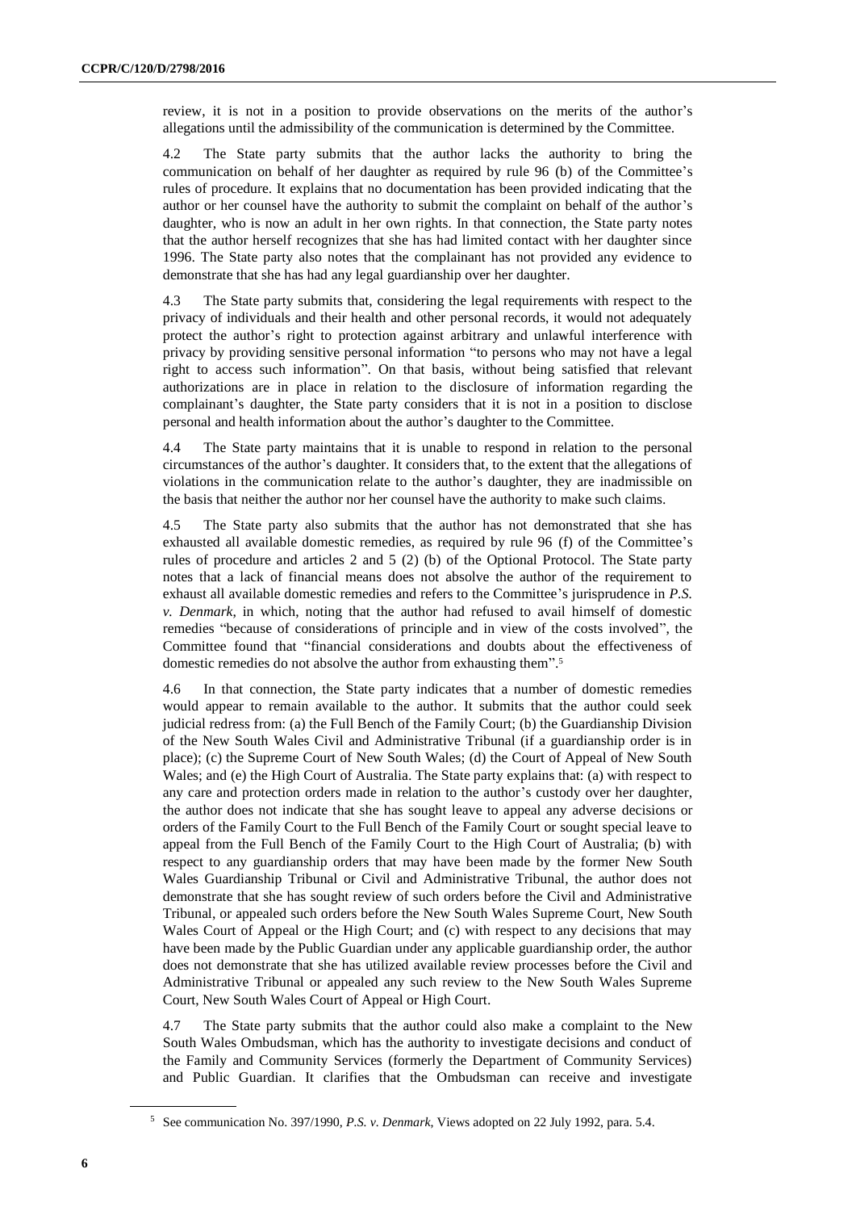review, it is not in a position to provide observations on the merits of the author's allegations until the admissibility of the communication is determined by the Committee.

4.2 The State party submits that the author lacks the authority to bring the communication on behalf of her daughter as required by rule 96 (b) of the Committee's rules of procedure. It explains that no documentation has been provided indicating that the author or her counsel have the authority to submit the complaint on behalf of the author's daughter, who is now an adult in her own rights. In that connection, the State party notes that the author herself recognizes that she has had limited contact with her daughter since 1996. The State party also notes that the complainant has not provided any evidence to demonstrate that she has had any legal guardianship over her daughter.

4.3 The State party submits that, considering the legal requirements with respect to the privacy of individuals and their health and other personal records, it would not adequately protect the author's right to protection against arbitrary and unlawful interference with privacy by providing sensitive personal information "to persons who may not have a legal right to access such information". On that basis, without being satisfied that relevant authorizations are in place in relation to the disclosure of information regarding the complainant's daughter, the State party considers that it is not in a position to disclose personal and health information about the author's daughter to the Committee.

4.4 The State party maintains that it is unable to respond in relation to the personal circumstances of the author's daughter. It considers that, to the extent that the allegations of violations in the communication relate to the author's daughter, they are inadmissible on the basis that neither the author nor her counsel have the authority to make such claims.

4.5 The State party also submits that the author has not demonstrated that she has exhausted all available domestic remedies, as required by rule 96 (f) of the Committee's rules of procedure and articles 2 and 5 (2) (b) of the Optional Protocol. The State party notes that a lack of financial means does not absolve the author of the requirement to exhaust all available domestic remedies and refers to the Committee's jurisprudence in *P.S. v. Denmark*, in which, noting that the author had refused to avail himself of domestic remedies "because of considerations of principle and in view of the costs involved", the Committee found that "financial considerations and doubts about the effectiveness of domestic remedies do not absolve the author from exhausting them".[5]

4.6 In that connection, the State party indicates that a number of domestic remedies would appear to remain available to the author. It submits that the author could seek judicial redress from: (a) the Full Bench of the Family Court; (b) the Guardianship Division of the New South Wales Civil and Administrative Tribunal (if a guardianship order is in place); (c) the Supreme Court of New South Wales; (d) the Court of Appeal of New South Wales; and (e) the High Court of Australia. The State party explains that: (a) with respect to any care and protection orders made in relation to the author's custody over her daughter, the author does not indicate that she has sought leave to appeal any adverse decisions or orders of the Family Court to the Full Bench of the Family Court or sought special leave to appeal from the Full Bench of the Family Court to the High Court of Australia; (b) with respect to any guardianship orders that may have been made by the former New South Wales Guardianship Tribunal or Civil and Administrative Tribunal, the author does not demonstrate that she has sought review of such orders before the Civil and Administrative Tribunal, or appealed such orders before the New South Wales Supreme Court, New South Wales Court of Appeal or the High Court; and (c) with respect to any decisions that may have been made by the Public Guardian under any applicable guardianship order, the author does not demonstrate that she has utilized available review processes before the Civil and Administrative Tribunal or appealed any such review to the New South Wales Supreme Court, New South Wales Court of Appeal or High Court.

4.7 The State party submits that the author could also make a complaint to the New South Wales Ombudsman, which has the authority to investigate decisions and conduct of the Family and Community Services (formerly the Department of Community Services) and Public Guardian. It clarifies that the Ombudsman can receive and investigate

[5] See communication No. 397/1990, *P.S. v. Denmark*, Views adopted on 22 July 1992, para. 5.4.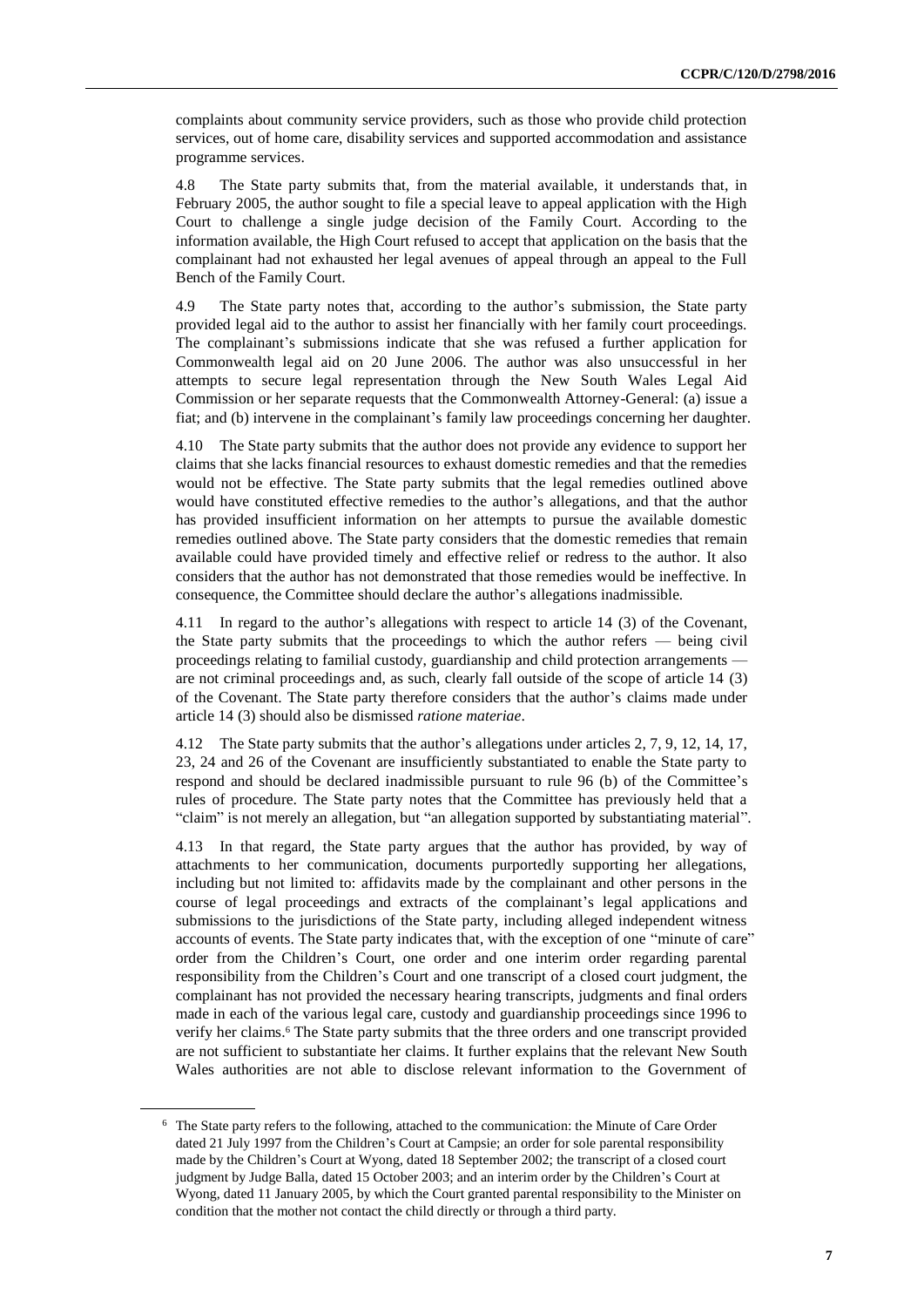complaints about community service providers, such as those who provide child protection services, out of home care, disability services and supported accommodation and assistance programme services.

4.8 The State party submits that, from the material available, it understands that, in February 2005, the author sought to file a special leave to appeal application with the High Court to challenge a single judge decision of the Family Court. According to the information available, the High Court refused to accept that application on the basis that the complainant had not exhausted her legal avenues of appeal through an appeal to the Full Bench of the Family Court.

4.9 The State party notes that, according to the author's submission, the State party provided legal aid to the author to assist her financially with her family court proceedings. The complainant's submissions indicate that she was refused a further application for Commonwealth legal aid on 20 June 2006. The author was also unsuccessful in her attempts to secure legal representation through the New South Wales Legal Aid Commission or her separate requests that the Commonwealth Attorney-General: (a) issue a fiat; and (b) intervene in the complainant's family law proceedings concerning her daughter.

4.10 The State party submits that the author does not provide any evidence to support her claims that she lacks financial resources to exhaust domestic remedies and that the remedies would not be effective. The State party submits that the legal remedies outlined above would have constituted effective remedies to the author's allegations, and that the author has provided insufficient information on her attempts to pursue the available domestic remedies outlined above. The State party considers that the domestic remedies that remain available could have provided timely and effective relief or redress to the author. It also considers that the author has not demonstrated that those remedies would be ineffective. In consequence, the Committee should declare the author's allegations inadmissible.

4.11 In regard to the author's allegations with respect to article 14 (3) of the Covenant, the State party submits that the proceedings to which the author refers — being civil proceedings relating to familial custody, guardianship and child protection arrangements — are not criminal proceedings and, as such, clearly fall outside of the scope of article 14 (3) of the Covenant. The State party therefore considers that the author's claims made under article 14 (3) should also be dismissed *ratione materiae*.

4.12 The State party submits that the author's allegations under articles 2, 7, 9, 12, 14, 17, 23, 24 and 26 of the Covenant are insufficiently substantiated to enable the State party to respond and should be declared inadmissible pursuant to rule 96 (b) of the Committee's rules of procedure. The State party notes that the Committee has previously held that a "claim" is not merely an allegation, but "an allegation supported by substantiating material".

4.13 In that regard, the State party argues that the author has provided, by way of attachments to her communication, documents purportedly supporting her allegations, including but not limited to: affidavits made by the complainant and other persons in the course of legal proceedings and extracts of the complainant's legal applications and submissions to the jurisdictions of the State party, including alleged independent witness accounts of events. The State party indicates that, with the exception of one "minute of care" order from the Children's Court, one order and one interim order regarding parental responsibility from the Children's Court and one transcript of a closed court judgment, the complainant has not provided the necessary hearing transcripts, judgments and final orders made in each of the various legal care, custody and guardianship proceedings since 1996 to verify her claims.[6] The State party submits that the three orders and one transcript provided are not sufficient to substantiate her claims. It further explains that the relevant New South Wales authorities are not able to disclose relevant information to the Government of

[6] The State party refers to the following, attached to the communication: the Minute of Care Order dated 21 July 1997 from the Children's Court at Campsie; an order for sole parental responsibility made by the Children's Court at Wyong, dated 18 September 2002; the transcript of a closed court judgment by Judge Balla, dated 15 October 2003; and an interim order by the Children's Court at Wyong, dated 11 January 2005, by which the Court granted parental responsibility to the Minister on condition that the mother not contact the child directly or through a third party.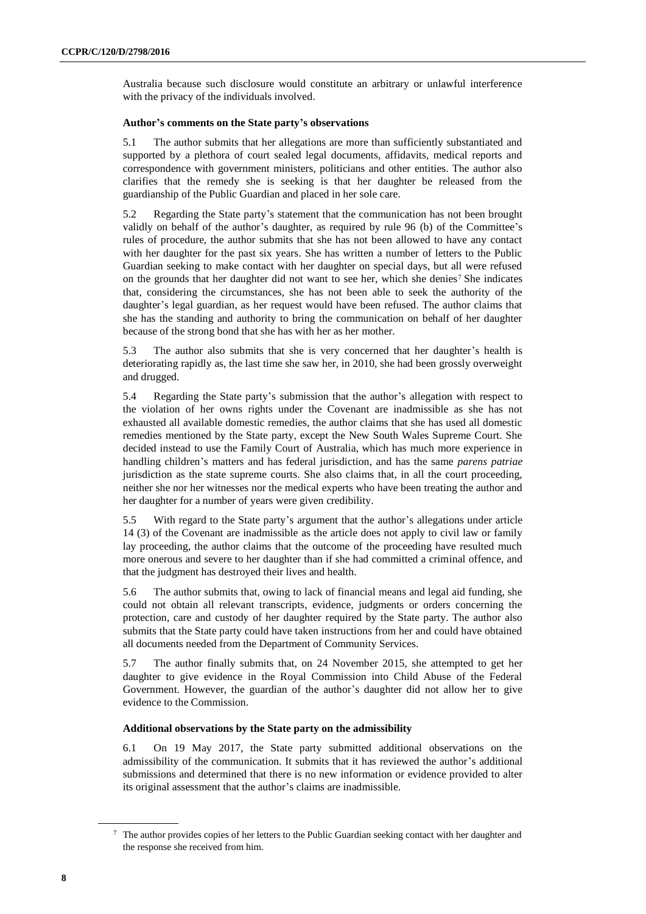Australia because such disclosure would constitute an arbitrary or unlawful interference with the privacy of the individuals involved.

### Author's comments on the State party's observations

5.1 The author submits that her allegations are more than sufficiently substantiated and supported by a plethora of court sealed legal documents, affidavits, medical reports and correspondence with government ministers, politicians and other entities. The author also clarifies that the remedy she is seeking is that her daughter be released from the guardianship of the Public Guardian and placed in her sole care.

5.2 Regarding the State party's statement that the communication has not been brought validly on behalf of the author's daughter, as required by rule 96 (b) of the Committee's rules of procedure, the author submits that she has not been allowed to have any contact with her daughter for the past six years. She has written a number of letters to the Public Guardian seeking to make contact with her daughter on special days, but all were refused on the grounds that her daughter did not want to see her, which she denies[7] She indicates that, considering the circumstances, she has not been able to seek the authority of the daughter's legal guardian, as her request would have been refused. The author claims that she has the standing and authority to bring the communication on behalf of her daughter because of the strong bond that she has with her as her mother.

5.3 The author also submits that she is very concerned that her daughter's health is deteriorating rapidly as, the last time she saw her, in 2010, she had been grossly overweight and drugged.

5.4 Regarding the State party's submission that the author's allegation with respect to the violation of her owns rights under the Covenant are inadmissible as she has not exhausted all available domestic remedies, the author claims that she has used all domestic remedies mentioned by the State party, except the New South Wales Supreme Court. She decided instead to use the Family Court of Australia, which has much more experience in handling children's matters and has federal jurisdiction, and has the same *parens patriae* jurisdiction as the state supreme courts. She also claims that, in all the court proceeding, neither she nor her witnesses nor the medical experts who have been treating the author and her daughter for a number of years were given credibility.

5.5 With regard to the State party's argument that the author's allegations under article 14 (3) of the Covenant are inadmissible as the article does not apply to civil law or family lay proceeding, the author claims that the outcome of the proceeding have resulted much more onerous and severe to her daughter than if she had committed a criminal offence, and that the judgment has destroyed their lives and health.

5.6 The author submits that, owing to lack of financial means and legal aid funding, she could not obtain all relevant transcripts, evidence, judgments or orders concerning the protection, care and custody of her daughter required by the State party. The author also submits that the State party could have taken instructions from her and could have obtained all documents needed from the Department of Community Services.

5.7 The author finally submits that, on 24 November 2015, she attempted to get her daughter to give evidence in the Royal Commission into Child Abuse of the Federal Government. However, the guardian of the author's daughter did not allow her to give evidence to the Commission.

### Additional observations by the State party on the admissibility

6.1 On 19 May 2017, the State party submitted additional observations on the admissibility of the communication. It submits that it has reviewed the author's additional submissions and determined that there is no new information or evidence provided to alter its original assessment that the author's claims are inadmissible.

---

[7] The author provides copies of her letters to the Public Guardian seeking contact with her daughter and the response she received from him.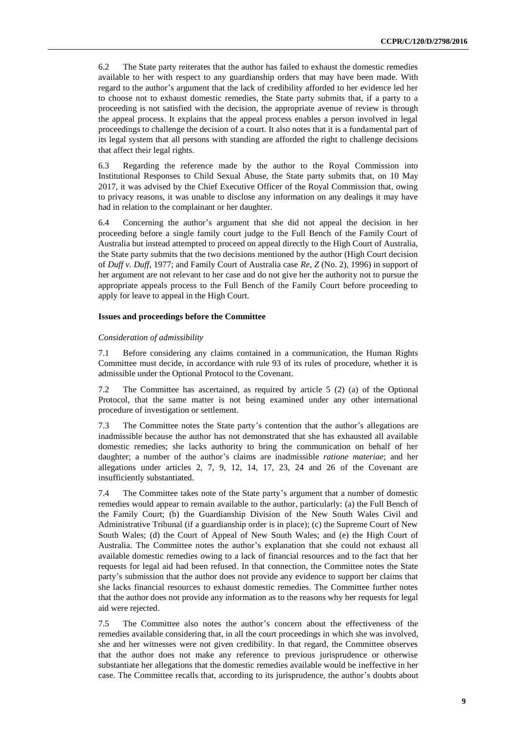6.2 The State party reiterates that the author has failed to exhaust the domestic remedies available to her with respect to any guardianship orders that may have been made. With regard to the author's argument that the lack of credibility afforded to her evidence led her to choose not to exhaust domestic remedies, the State party submits that, if a party to a proceeding is not satisfied with the decision, the appropriate avenue of review is through the appeal process. It explains that the appeal process enables a person involved in legal proceedings to challenge the decision of a court. It also notes that it is a fundamental part of its legal system that all persons with standing are afforded the right to challenge decisions that affect their legal rights.

6.3 Regarding the reference made by the author to the Royal Commission into Institutional Responses to Child Sexual Abuse, the State party submits that, on 10 May 2017, it was advised by the Chief Executive Officer of the Royal Commission that, owing to privacy reasons, it was unable to disclose any information on any dealings it may have had in relation to the complainant or her daughter.

6.4 Concerning the author's argument that she did not appeal the decision in her proceeding before a single family court judge to the Full Bench of the Family Court of Australia but instead attempted to proceed on appeal directly to the High Court of Australia, the State party submits that the two decisions mentioned by the author (High Court decision of *Duff v. Duff*, 1977; and Family Court of Australia case *Re, Z* (No. 2), 1996) in support of her argument are not relevant to her case and do not give her the authority not to pursue the appropriate appeals process to the Full Bench of the Family Court before proceeding to apply for leave to appeal in the High Court.

### Issues and proceedings before the Committee

#### *Consideration of admissibility*

7.1 Before considering any claims contained in a communication, the Human Rights Committee must decide, in accordance with rule 93 of its rules of procedure, whether it is admissible under the Optional Protocol to the Covenant.

7.2 The Committee has ascertained, as required by article 5 (2) (a) of the Optional Protocol, that the same matter is not being examined under any other international procedure of investigation or settlement.

7.3 The Committee notes the State party's contention that the author's allegations are inadmissible because the author has not demonstrated that she has exhausted all available domestic remedies; she lacks authority to bring the communication on behalf of her daughter; a number of the author's claims are inadmissible *ratione materiae*; and her allegations under articles 2, 7, 9, 12, 14, 17, 23, 24 and 26 of the Covenant are insufficiently substantiated.

7.4 The Committee takes note of the State party's argument that a number of domestic remedies would appear to remain available to the author, particularly: (a) the Full Bench of the Family Court; (b) the Guardianship Division of the New South Wales Civil and Administrative Tribunal (if a guardianship order is in place); (c) the Supreme Court of New South Wales; (d) the Court of Appeal of New South Wales; and (e) the High Court of Australia. The Committee notes the author's explanation that she could not exhaust all available domestic remedies owing to a lack of financial resources and to the fact that her requests for legal aid had been refused. In that connection, the Committee notes the State party's submission that the author does not provide any evidence to support her claims that she lacks financial resources to exhaust domestic remedies. The Committee further notes that the author does not provide any information as to the reasons why her requests for legal aid were rejected.

7.5 The Committee also notes the author's concern about the effectiveness of the remedies available considering that, in all the court proceedings in which she was involved, she and her witnesses were not given credibility. In that regard, the Committee observes that the author does not make any reference to previous jurisprudence or otherwise substantiate her allegations that the domestic remedies available would be ineffective in her case. The Committee recalls that, according to its jurisprudence, the author's doubts about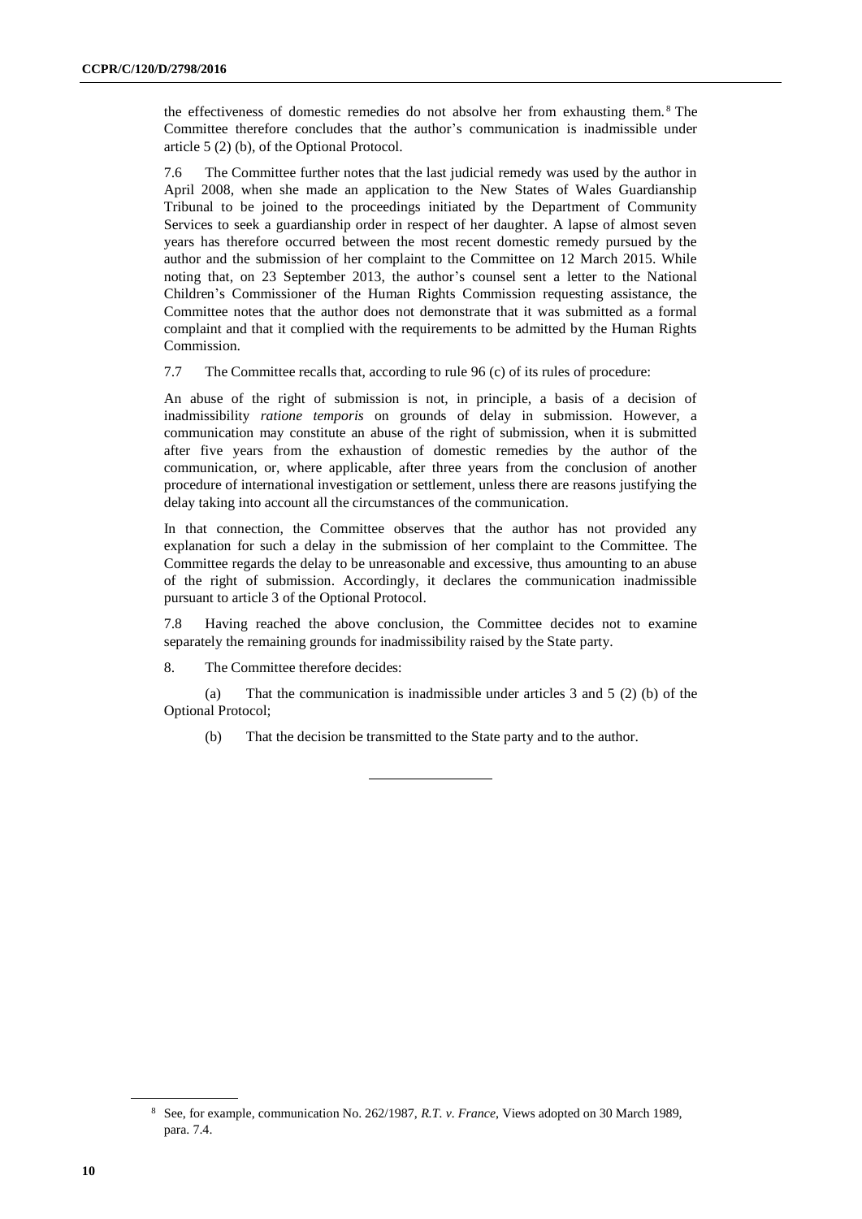the effectiveness of domestic remedies do not absolve her from exhausting them.[8] The Committee therefore concludes that the author's communication is inadmissible under article 5 (2) (b), of the Optional Protocol.

7.6 The Committee further notes that the last judicial remedy was used by the author in April 2008, when she made an application to the New States of Wales Guardianship Tribunal to be joined to the proceedings initiated by the Department of Community Services to seek a guardianship order in respect of her daughter. A lapse of almost seven years has therefore occurred between the most recent domestic remedy pursued by the author and the submission of her complaint to the Committee on 12 March 2015. While noting that, on 23 September 2013, the author's counsel sent a letter to the National Children's Commissioner of the Human Rights Commission requesting assistance, the Committee notes that the author does not demonstrate that it was submitted as a formal complaint and that it complied with the requirements to be admitted by the Human Rights Commission.

7.7 The Committee recalls that, according to rule 96 (c) of its rules of procedure:

An abuse of the right of submission is not, in principle, a basis of a decision of inadmissibility *ratione temporis* on grounds of delay in submission. However, a communication may constitute an abuse of the right of submission, when it is submitted after five years from the exhaustion of domestic remedies by the author of the communication, or, where applicable, after three years from the conclusion of another procedure of international investigation or settlement, unless there are reasons justifying the delay taking into account all the circumstances of the communication.

In that connection, the Committee observes that the author has not provided any explanation for such a delay in the submission of her complaint to the Committee. The Committee regards the delay to be unreasonable and excessive, thus amounting to an abuse of the right of submission. Accordingly, it declares the communication inadmissible pursuant to article 3 of the Optional Protocol.

7.8 Having reached the above conclusion, the Committee decides not to examine separately the remaining grounds for inadmissibility raised by the State party.

8. The Committee therefore decides:

(a) That the communication is inadmissible under articles 3 and 5 (2) (b) of the Optional Protocol;

(b) That the decision be transmitted to the State party and to the author.

---

[8] See, for example, communication No. 262/1987, *R.T. v. France*, Views adopted on 30 March 1989, para. 7.4.